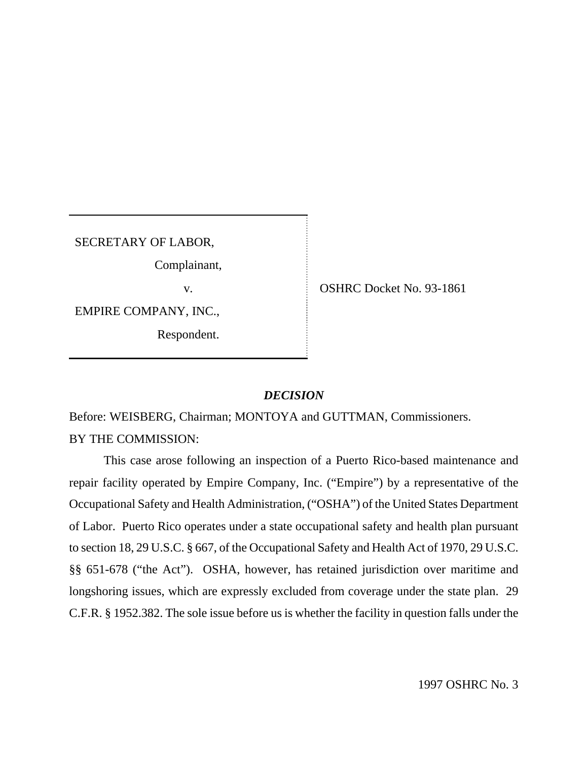SECRETARY OF LABOR,

Complainant,

v.

EMPIRE COMPANY, INC.,

Respondent.

OSHRC Docket No. 93-1861

## *DECISION*

Before: WEISBERG, Chairman; MONTOYA and GUTTMAN, Commissioners.

BY THE COMMISSION:

This case arose following an inspection of a Puerto Rico-based maintenance and repair facility operated by Empire Company, Inc. ("Empire") by a representative of the Occupational Safety and Health Administration, ("OSHA") of the United States Department of Labor. Puerto Rico operates under a state occupational safety and health plan pursuant to section 18, 29 U.S.C. § 667, of the Occupational Safety and Health Act of 1970, 29 U.S.C. §§ 651-678 ("the Act"). OSHA, however, has retained jurisdiction over maritime and longshoring issues, which are expressly excluded from coverage under the state plan. 29 C.F.R. § 1952.382. The sole issue before us is whether the facility in question falls under the

1997 OSHRC No. 3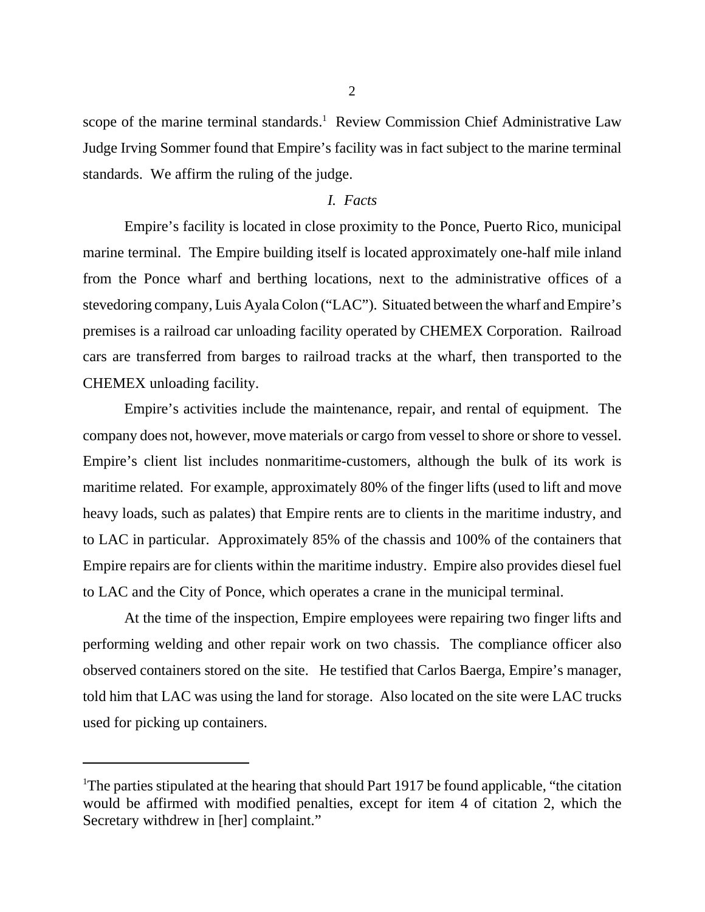scope of the marine terminal standards.[1] Review Commission Chief Administrative Law Judge Irving Sommer found that Empire's facility was in fact subject to the marine terminal standards. We affirm the ruling of the judge.

## *I. Facts*

Empire's facility is located in close proximity to the Ponce, Puerto Rico, municipal marine terminal. The Empire building itself is located approximately one-half mile inland from the Ponce wharf and berthing locations, next to the administrative offices of a stevedoring company, Luis Ayala Colon ("LAC"). Situated between the wharf and Empire's premises is a railroad car unloading facility operated by CHEMEX Corporation. Railroad cars are transferred from barges to railroad tracks at the wharf, then transported to the CHEMEX unloading facility.

Empire's activities include the maintenance, repair, and rental of equipment. The company does not, however, move materials or cargo from vessel to shore or shore to vessel. Empire's client list includes nonmaritime-customers, although the bulk of its work is maritime related. For example, approximately 80% of the finger lifts (used to lift and move heavy loads, such as palates) that Empire rents are to clients in the maritime industry, and to LAC in particular. Approximately 85% of the chassis and 100% of the containers that Empire repairs are for clients within the maritime industry. Empire also provides diesel fuel to LAC and the City of Ponce, which operates a crane in the municipal terminal.

At the time of the inspection, Empire employees were repairing two finger lifts and performing welding and other repair work on two chassis. The compliance officer also observed containers stored on the site. He testified that Carlos Baerga, Empire's manager, told him that LAC was using the land for storage. Also located on the site were LAC trucks used for picking up containers.

---

[1]The parties stipulated at the hearing that should Part 1917 be found applicable, "the citation would be affirmed with modified penalties, except for item 4 of citation 2, which the Secretary withdrew in [her] complaint."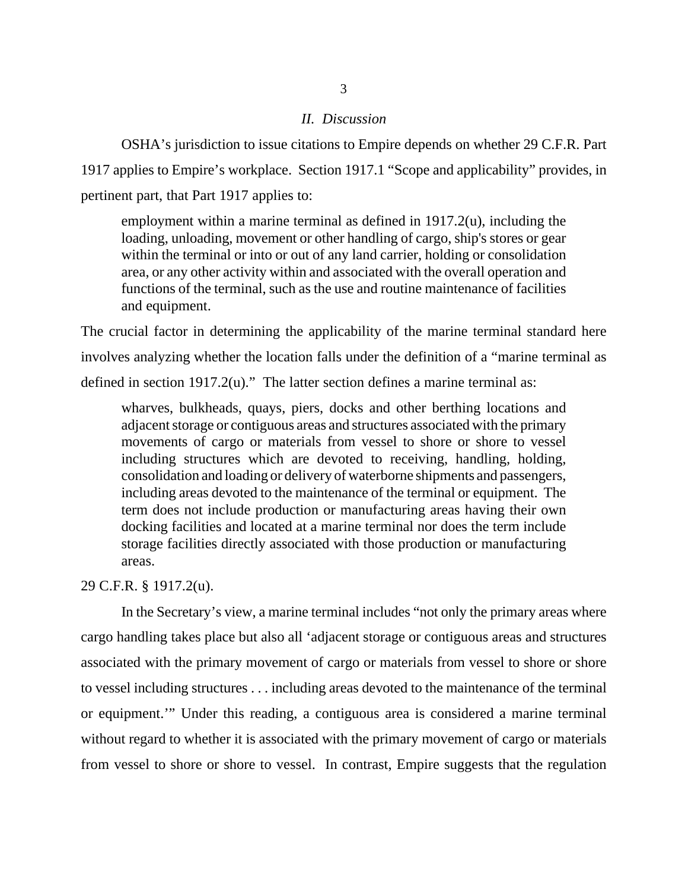## *II. Discussion*

OSHA's jurisdiction to issue citations to Empire depends on whether 29 C.F.R. Part 1917 applies to Empire's workplace. Section 1917.1 "Scope and applicability" provides, in pertinent part, that Part 1917 applies to:

> employment within a marine terminal as defined in 1917.2(u), including the loading, unloading, movement or other handling of cargo, ship's stores or gear within the terminal or into or out of any land carrier, holding or consolidation area, or any other activity within and associated with the overall operation and functions of the terminal, such as the use and routine maintenance of facilities and equipment.

The crucial factor in determining the applicability of the marine terminal standard here involves analyzing whether the location falls under the definition of a "marine terminal as defined in section 1917.2(u)." The latter section defines a marine terminal as:

> wharves, bulkheads, quays, piers, docks and other berthing locations and adjacent storage or contiguous areas and structures associated with the primary movements of cargo or materials from vessel to shore or shore to vessel including structures which are devoted to receiving, handling, holding, consolidation and loading or delivery of waterborne shipments and passengers, including areas devoted to the maintenance of the terminal or equipment. The term does not include production or manufacturing areas having their own docking facilities and located at a marine terminal nor does the term include storage facilities directly associated with those production or manufacturing areas.

29 C.F.R. § 1917.2(u).

In the Secretary's view, a marine terminal includes "not only the primary areas where cargo handling takes place but also all 'adjacent storage or contiguous areas and structures associated with the primary movement of cargo or materials from vessel to shore or shore to vessel including structures . . . including areas devoted to the maintenance of the terminal or equipment.'" Under this reading, a contiguous area is considered a marine terminal without regard to whether it is associated with the primary movement of cargo or materials from vessel to shore or shore to vessel. In contrast, Empire suggests that the regulation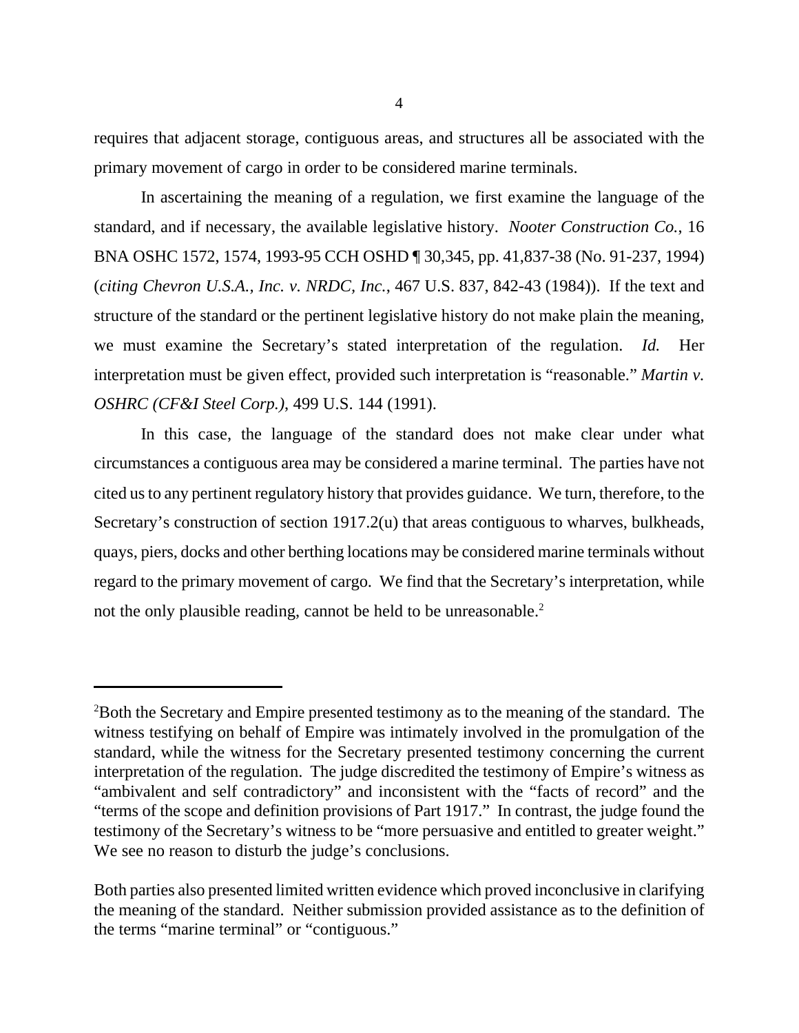requires that adjacent storage, contiguous areas, and structures all be associated with the primary movement of cargo in order to be considered marine terminals.

In ascertaining the meaning of a regulation, we first examine the language of the standard, and if necessary, the available legislative history. *Nooter Construction Co.*, 16 BNA OSHC 1572, 1574, 1993-95 CCH OSHD ¶ 30,345, pp. 41,837-38 (No. 91-237, 1994) (*citing Chevron U.S.A., Inc. v. NRDC, Inc.*, 467 U.S. 837, 842-43 (1984)). If the text and structure of the standard or the pertinent legislative history do not make plain the meaning, we must examine the Secretary's stated interpretation of the regulation. *Id.* Her interpretation must be given effect, provided such interpretation is "reasonable." *Martin v. OSHRC (CF&I Steel Corp.)*, 499 U.S. 144 (1991).

In this case, the language of the standard does not make clear under what circumstances a contiguous area may be considered a marine terminal. The parties have not cited us to any pertinent regulatory history that provides guidance. We turn, therefore, to the Secretary's construction of section 1917.2(u) that areas contiguous to wharves, bulkheads, quays, piers, docks and other berthing locations may be considered marine terminals without regard to the primary movement of cargo. We find that the Secretary's interpretation, while not the only plausible reading, cannot be held to be unreasonable.[2]

---

[2]Both the Secretary and Empire presented testimony as to the meaning of the standard. The witness testifying on behalf of Empire was intimately involved in the promulgation of the standard, while the witness for the Secretary presented testimony concerning the current interpretation of the regulation. The judge discredited the testimony of Empire's witness as "ambivalent and self contradictory" and inconsistent with the "facts of record" and the "terms of the scope and definition provisions of Part 1917." In contrast, the judge found the testimony of the Secretary's witness to be "more persuasive and entitled to greater weight." We see no reason to disturb the judge's conclusions.

Both parties also presented limited written evidence which proved inconclusive in clarifying the meaning of the standard. Neither submission provided assistance as to the definition of the terms "marine terminal" or "contiguous."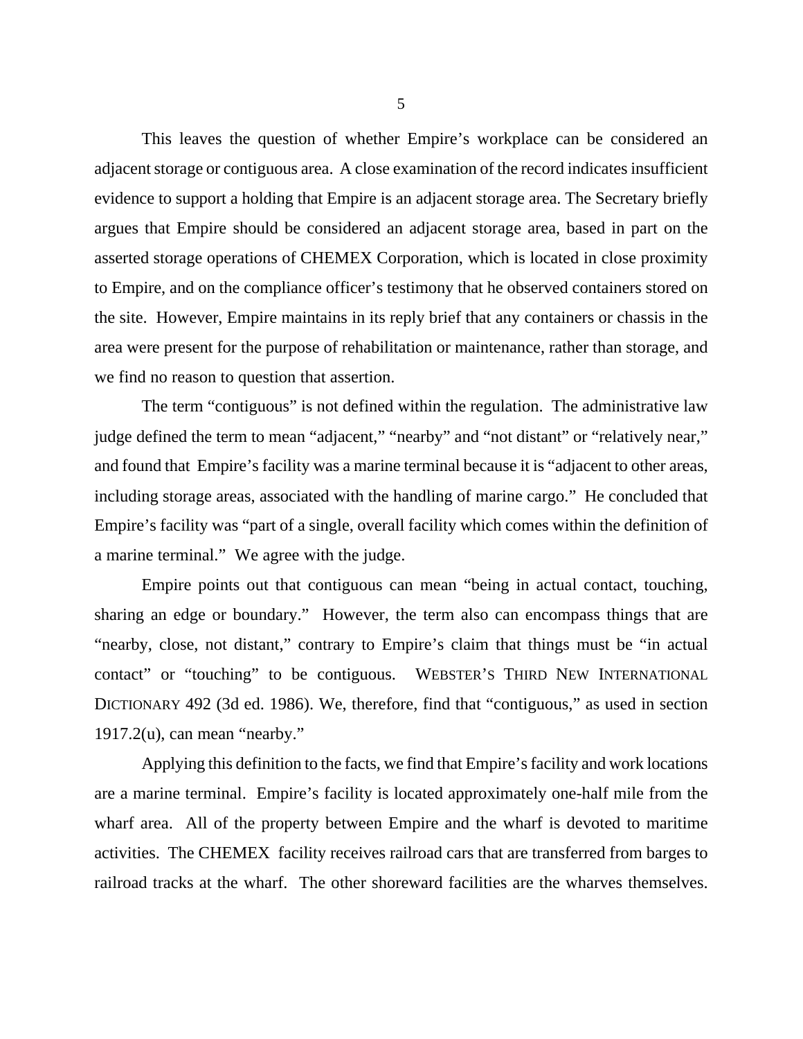This leaves the question of whether Empire's workplace can be considered an adjacent storage or contiguous area. A close examination of the record indicates insufficient evidence to support a holding that Empire is an adjacent storage area. The Secretary briefly argues that Empire should be considered an adjacent storage area, based in part on the asserted storage operations of CHEMEX Corporation, which is located in close proximity to Empire, and on the compliance officer's testimony that he observed containers stored on the site. However, Empire maintains in its reply brief that any containers or chassis in the area were present for the purpose of rehabilitation or maintenance, rather than storage, and we find no reason to question that assertion.

The term "contiguous" is not defined within the regulation. The administrative law judge defined the term to mean "adjacent," "nearby" and "not distant" or "relatively near," and found that Empire's facility was a marine terminal because it is "adjacent to other areas, including storage areas, associated with the handling of marine cargo." He concluded that Empire's facility was "part of a single, overall facility which comes within the definition of a marine terminal." We agree with the judge.

Empire points out that contiguous can mean "being in actual contact, touching, sharing an edge or boundary." However, the term also can encompass things that are "nearby, close, not distant," contrary to Empire's claim that things must be "in actual contact" or "touching" to be contiguous. WEBSTER'S THIRD NEW INTERNATIONAL DICTIONARY 492 (3d ed. 1986). We, therefore, find that "contiguous," as used in section 1917.2(u), can mean "nearby."

Applying this definition to the facts, we find that Empire's facility and work locations are a marine terminal. Empire's facility is located approximately one-half mile from the wharf area. All of the property between Empire and the wharf is devoted to maritime activities. The CHEMEX facility receives railroad cars that are transferred from barges to railroad tracks at the wharf. The other shoreward facilities are the wharves themselves.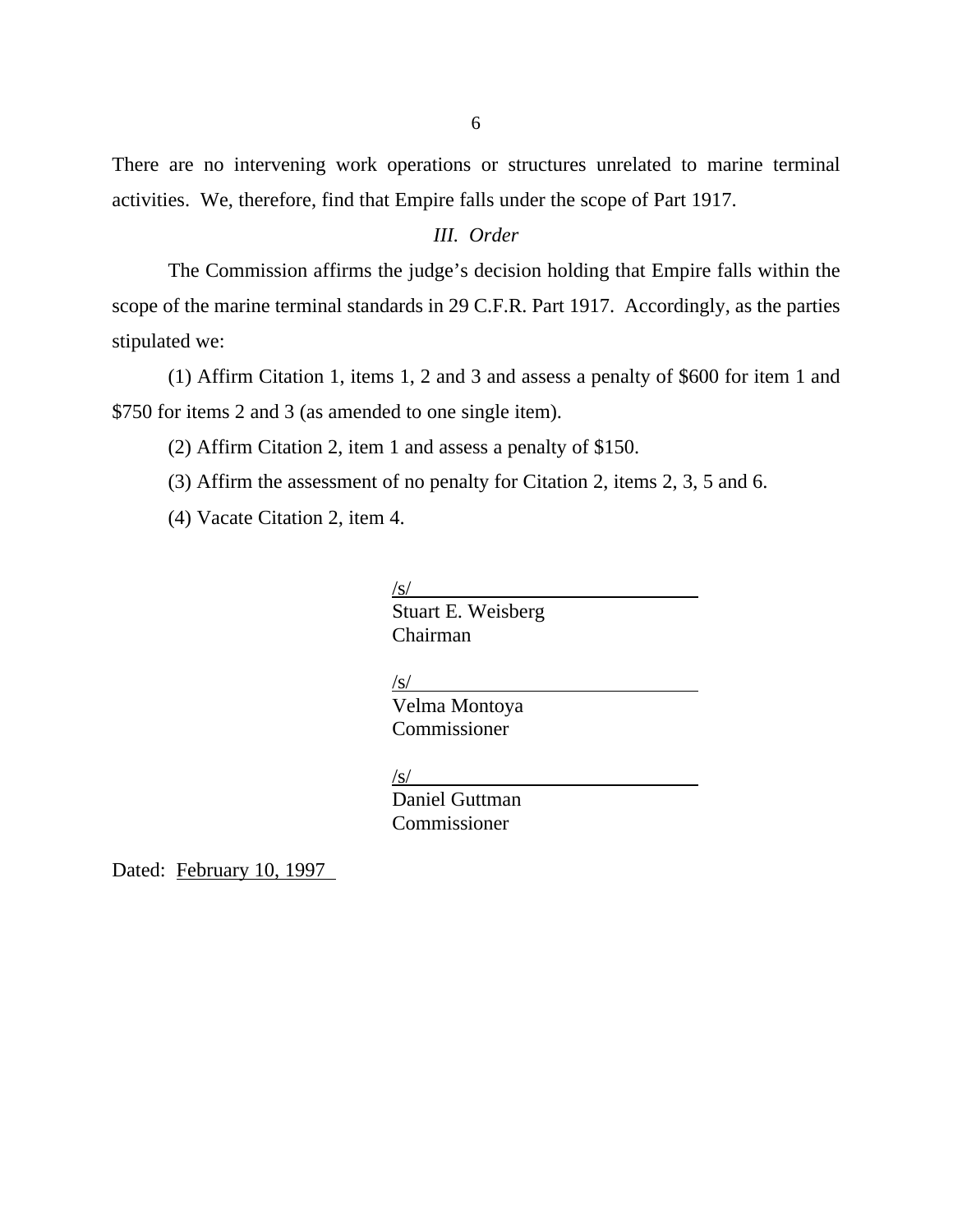There are no intervening work operations or structures unrelated to marine terminal activities. We, therefore, find that Empire falls under the scope of Part 1917.

### *III. Order*

The Commission affirms the judge's decision holding that Empire falls within the scope of the marine terminal standards in 29 C.F.R. Part 1917. Accordingly, as the parties stipulated we:

(1) Affirm Citation 1, items 1, 2 and 3 and assess a penalty of $600 for item 1 and $750 for items 2 and 3 (as amended to one single item).

(2) Affirm Citation 2, item 1 and assess a penalty of $150.

(3) Affirm the assessment of no penalty for Citation 2, items 2, 3, 5 and 6.

(4) Vacate Citation 2, item 4.

/s/
Stuart E. Weisberg
Chairman

/s/
Velma Montoya
Commissioner

/s/
Daniel Guttman
Commissioner

Dated: February 10, 1997